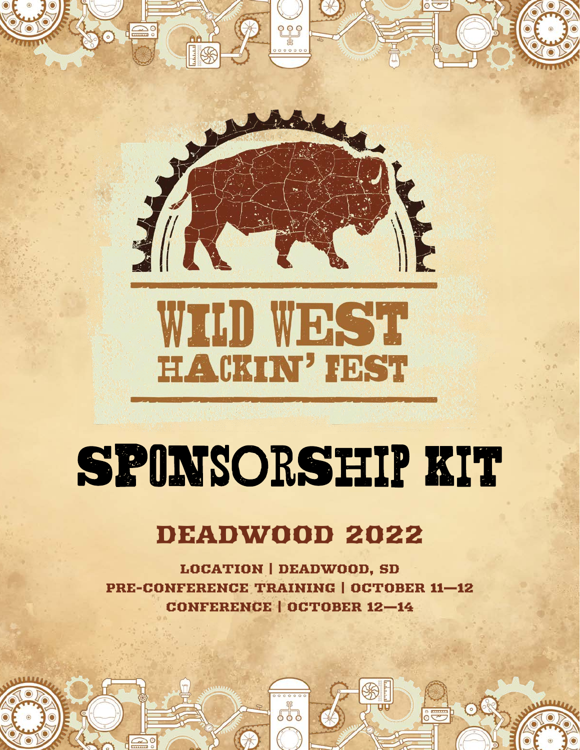# WILD WEST HACKIN' FEST

# SPONSORSHIP KIT

## DEADWOOD 2022

**LOCATION | DEADWOOD, SD**
**PRE-CONFERENCE TRAINING | OCTOBER 11—12**
**CONFERENCE | OCTOBER 12—14**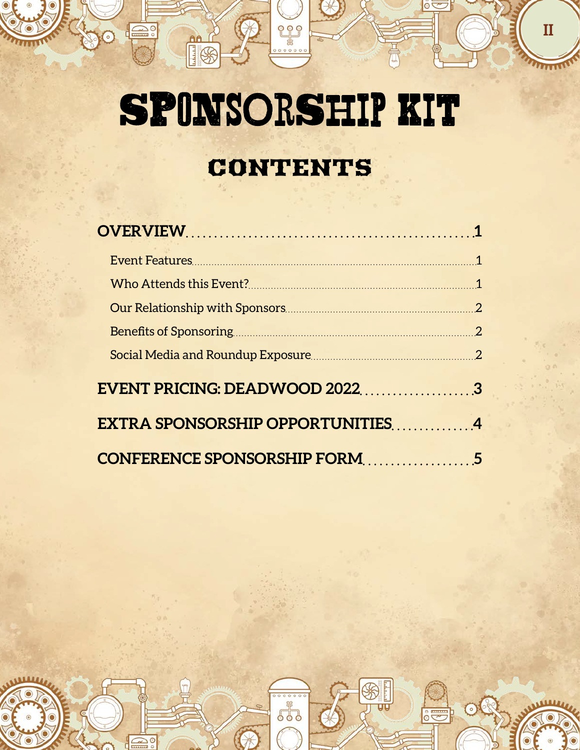# SPONSORSHIP KIT

## CONTENTS

**OVERVIEW** .................................................. **1**

- Event Features .................................................. 1
- Who Attends this Event? .................................................. 1
- Our Relationship with Sponsors .................................................. 2
- Benefits of Sponsoring .................................................. 2
- Social Media and Roundup Exposure .................................................. 2

**EVENT PRICING: DEADWOOD 2022** .................... **3**

**EXTRA SPONSORSHIP OPPORTUNITIES** .............. **4**

**CONFERENCE SPONSORSHIP FORM** ................... **5**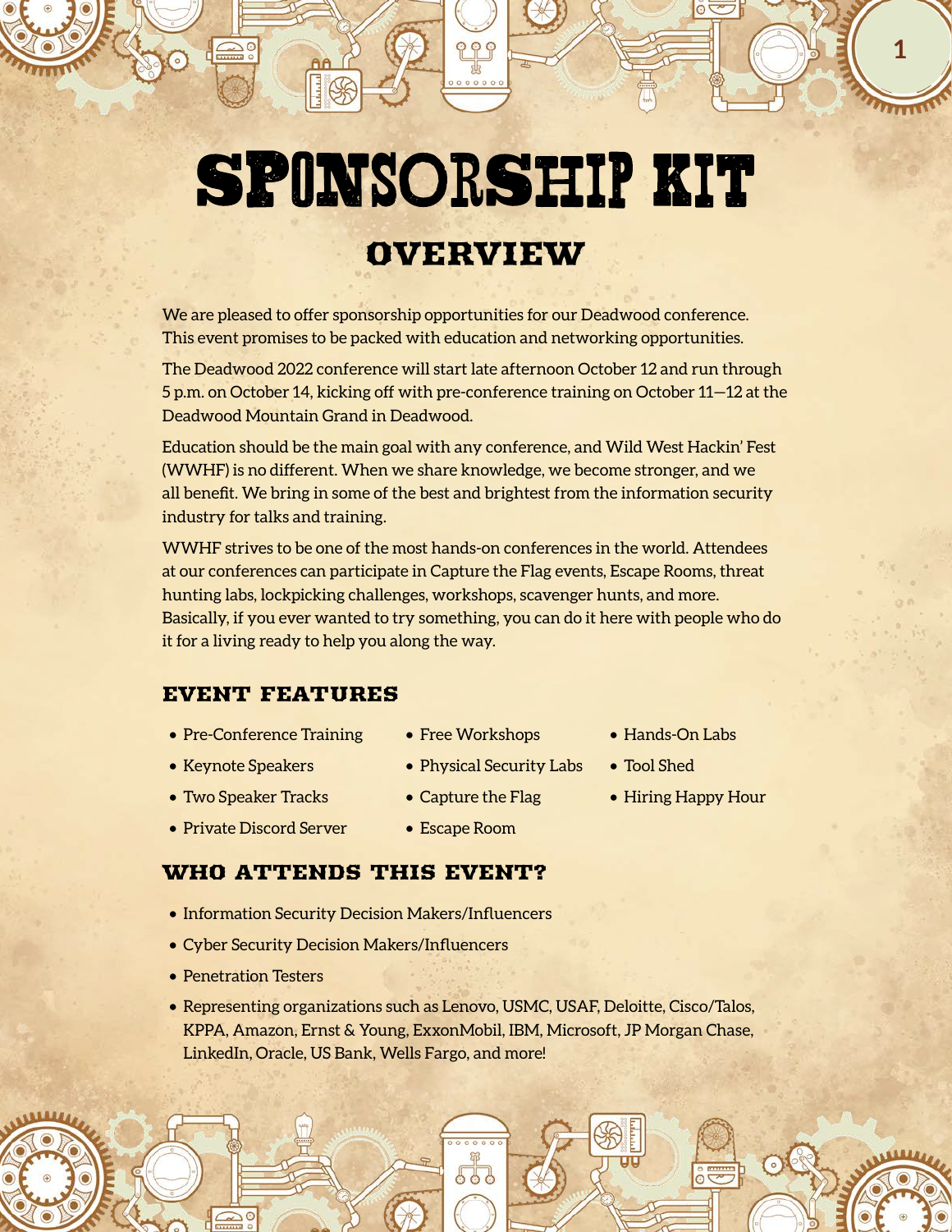# SPONSORSHIP KIT

## OVERVIEW

We are pleased to offer sponsorship opportunities for our Deadwood conference. This event promises to be packed with education and networking opportunities.

The Deadwood 2022 conference will start late afternoon October 12 and run through 5 p.m. on October 14, kicking off with pre-conference training on October 11–12 at the Deadwood Mountain Grand in Deadwood.

Education should be the main goal with any conference, and Wild West Hackin' Fest (WWHF) is no different. When we share knowledge, we become stronger, and we all benefit. We bring in some of the best and brightest from the information security industry for talks and training.

WWHF strives to be one of the most hands-on conferences in the world. Attendees at our conferences can participate in Capture the Flag events, Escape Rooms, threat hunting labs, lockpicking challenges, workshops, scavenger hunts, and more. Basically, if you ever wanted to try something, you can do it here with people who do it for a living ready to help you along the way.

### EVENT FEATURES

- Pre-Conference Training
- Keynote Speakers
- Two Speaker Tracks
- Private Discord Server
- Free Workshops
- Physical Security Labs
- Capture the Flag
- Escape Room
- Hands-On Labs
- Tool Shed
- Hiring Happy Hour

### WHO ATTENDS THIS EVENT?

- Information Security Decision Makers/Influencers
- Cyber Security Decision Makers/Influencers
- Penetration Testers
- Representing organizations such as Lenovo, USMC, USAF, Deloitte, Cisco/Talos, KPPA, Amazon, Ernst & Young, ExxonMobil, IBM, Microsoft, JP Morgan Chase, LinkedIn, Oracle, US Bank, Wells Fargo, and more!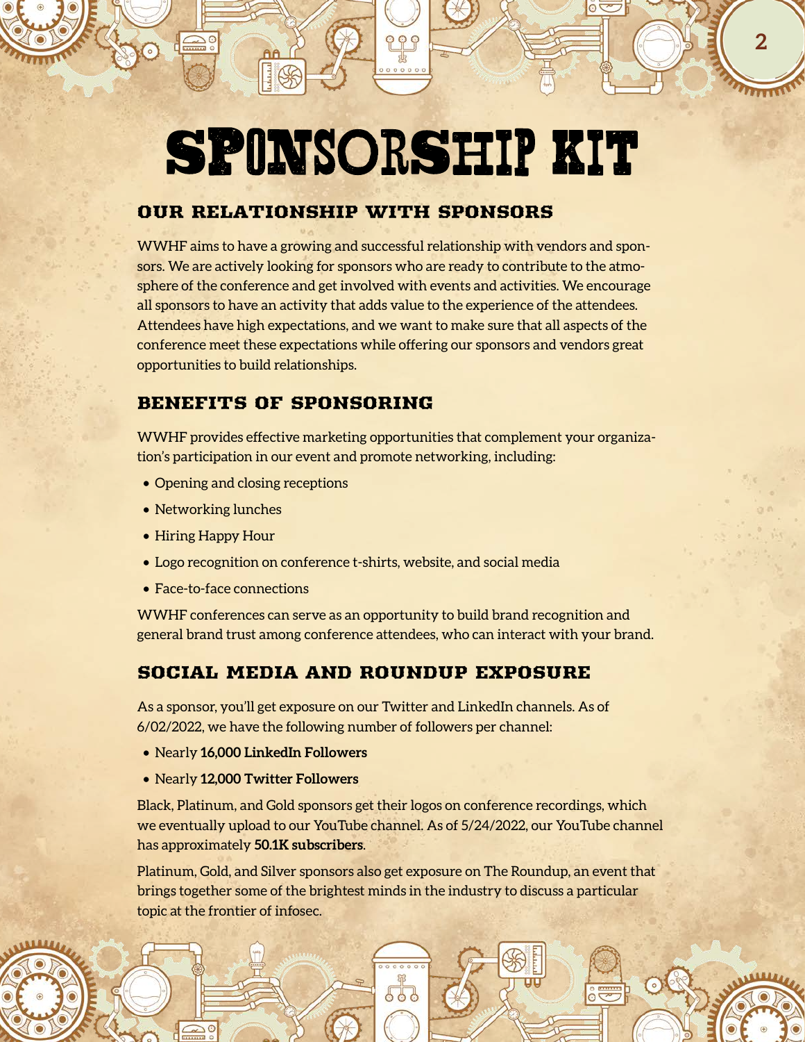# SPONSORSHIP KIT

## OUR RELATIONSHIP WITH SPONSORS

WWHF aims to have a growing and successful relationship with vendors and sponsors. We are actively looking for sponsors who are ready to contribute to the atmosphere of the conference and get involved with events and activities. We encourage all sponsors to have an activity that adds value to the experience of the attendees. Attendees have high expectations, and we want to make sure that all aspects of the conference meet these expectations while offering our sponsors and vendors great opportunities to build relationships.

## BENEFITS OF SPONSORING

WWHF provides effective marketing opportunities that complement your organization's participation in our event and promote networking, including:

- Opening and closing receptions
- Networking lunches
- Hiring Happy Hour
- Logo recognition on conference t-shirts, website, and social media
- Face-to-face connections

WWHF conferences can serve as an opportunity to build brand recognition and general brand trust among conference attendees, who can interact with your brand.

## SOCIAL MEDIA AND ROUNDUP EXPOSURE

As a sponsor, you'll get exposure on our Twitter and LinkedIn channels. As of 6/02/2022, we have the following number of followers per channel:

- Nearly **16,000 LinkedIn Followers**
- Nearly **12,000 Twitter Followers**

Black, Platinum, and Gold sponsors get their logos on conference recordings, which we eventually upload to our YouTube channel. As of 5/24/2022, our YouTube channel has approximately **50.1K subscribers**.

Platinum, Gold, and Silver sponsors also get exposure on The Roundup, an event that brings together some of the brightest minds in the industry to discuss a particular topic at the frontier of infosec.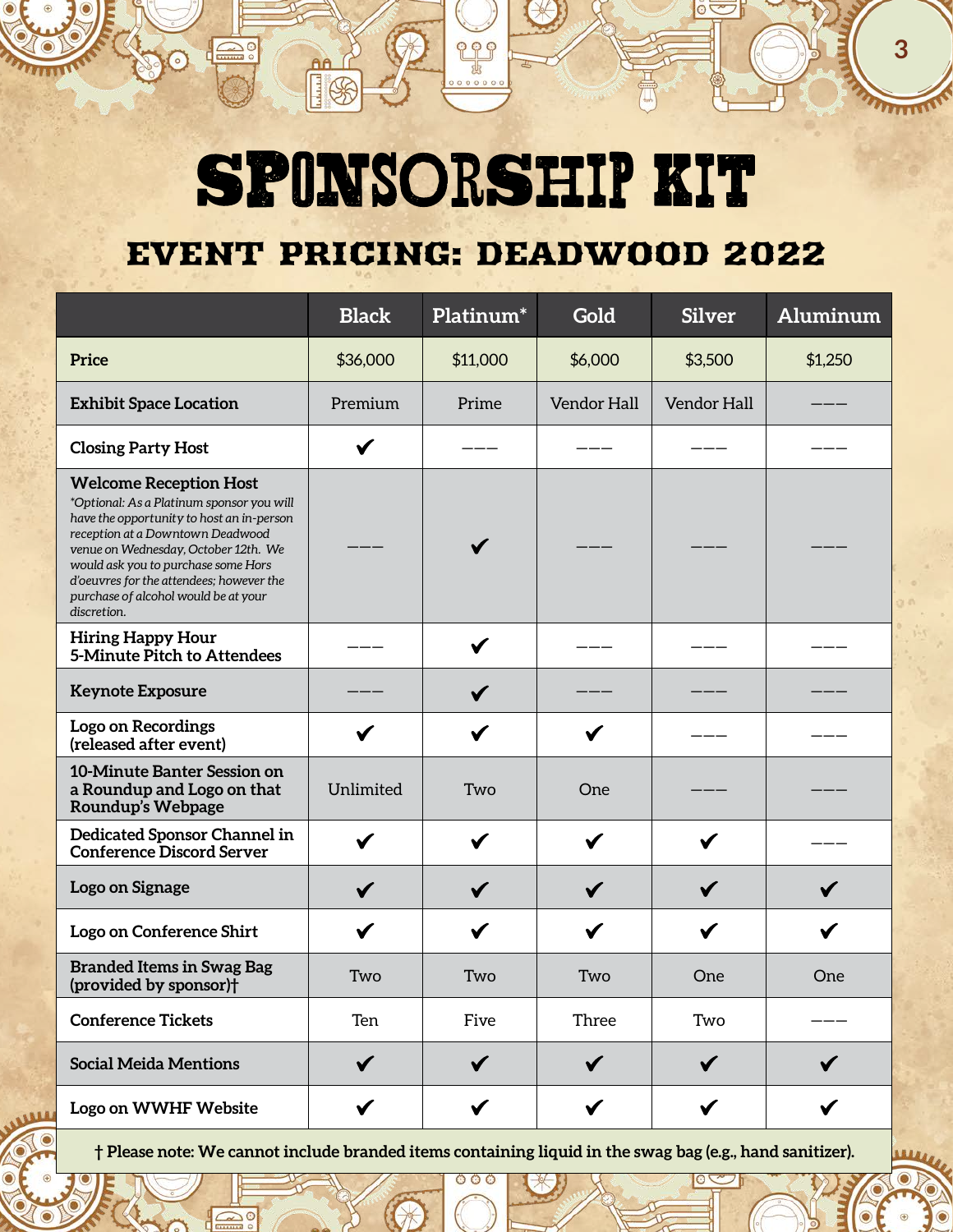# SPONSORSHIP KIT

## EVENT PRICING: DEADWOOD 2022

| | Black | Platinum* | Gold | Silver | Aluminum |
|---|---|---|---|---|---|
| **Price** | $36,000 | $11,000 | $6,000 | $3,500 | $1,250 |
| **Exhibit Space Location** | Premium | Prime | Vendor Hall | Vendor Hall | ——— |
| **Closing Party Host** | ✔ | ——— | ——— | ——— | ——— |
| **Welcome Reception Host** *\*Optional: As a Platinum sponsor you will have the opportunity to host an in-person reception at a Downtown Deadwood venue on Wednesday, October 12th. We would ask you to purchase some Hors d'oeuvres for the attendees; however the purchase of alcohol would be at your discretion.* | ——— | ✔ | ——— | ——— | ——— |
| **Hiring Happy Hour 5-Minute Pitch to Attendees** | ——— | ✔ | ——— | ——— | ——— |
| **Keynote Exposure** | ——— | ✔ | ——— | ——— | ——— |
| **Logo on Recordings (released after event)** | ✔ | ✔ | ✔ | ——— | ——— |
| **10-Minute Banter Session on a Roundup and Logo on that Roundup's Webpage** | Unlimited | Two | One | ——— | ——— |
| **Dedicated Sponsor Channel in Conference Discord Server** | ✔ | ✔ | ✔ | ✔ | ——— |
| **Logo on Signage** | ✔ | ✔ | ✔ | ✔ | ✔ |
| **Logo on Conference Shirt** | ✔ | ✔ | ✔ | ✔ | ✔ |
| **Branded Items in Swag Bag (provided by sponsor)†** | Two | Two | Two | One | One |
| **Conference Tickets** | Ten | Five | Three | Two | ——— |
| **Social Meida Mentions** | ✔ | ✔ | ✔ | ✔ | ✔ |
| **Logo on WWHF Website** | ✔ | ✔ | ✔ | ✔ | ✔ |

**† Please note: We cannot include branded items containing liquid in the swag bag (e.g., hand sanitizer).**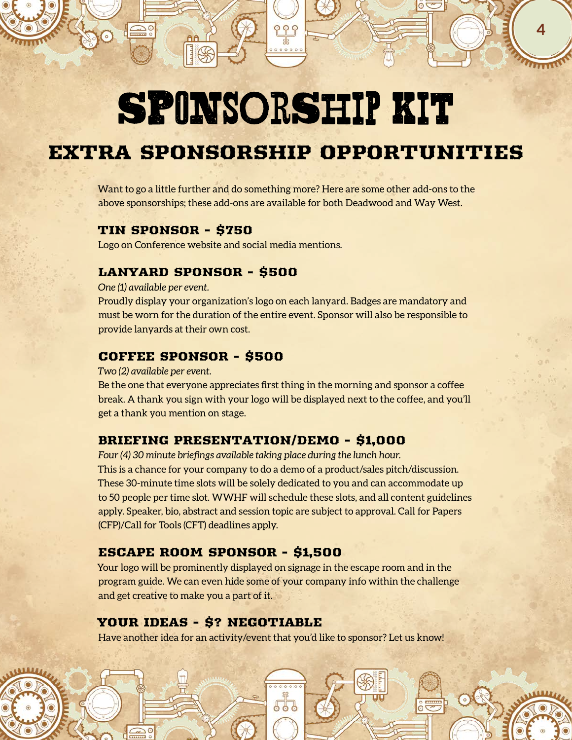# SPONSORSHIP KIT

## EXTRA SPONSORSHIP OPPORTUNITIES

Want to go a little further and do something more? Here are some other add-ons to the above sponsorships; these add-ons are available for both Deadwood and Way West.

### TIN SPONSOR - $750

Logo on Conference website and social media mentions.

### LANYARD SPONSOR - $500

*One (1) available per event.*

Proudly display your organization's logo on each lanyard. Badges are mandatory and must be worn for the duration of the entire event. Sponsor will also be responsible to provide lanyards at their own cost.

### COFFEE SPONSOR - $500

*Two (2) available per event.*

Be the one that everyone appreciates first thing in the morning and sponsor a coffee break. A thank you sign with your logo will be displayed next to the coffee, and you'll get a thank you mention on stage.

### BRIEFING PRESENTATION/DEMO - $1,000

*Four (4) 30 minute briefings available taking place during the lunch hour.*

This is a chance for your company to do a demo of a product/sales pitch/discussion. These 30-minute time slots will be solely dedicated to you and can accommodate up to 50 people per time slot. WWHF will schedule these slots, and all content guidelines apply. Speaker, bio, abstract and session topic are subject to approval. Call for Papers (CFP)/Call for Tools (CFT) deadlines apply.

### ESCAPE ROOM SPONSOR - $1,500

Your logo will be prominently displayed on signage in the escape room and in the program guide. We can even hide some of your company info within the challenge and get creative to make you a part of it.

### YOUR IDEAS - $? NEGOTIABLE

Have another idea for an activity/event that you'd like to sponsor? Let us know!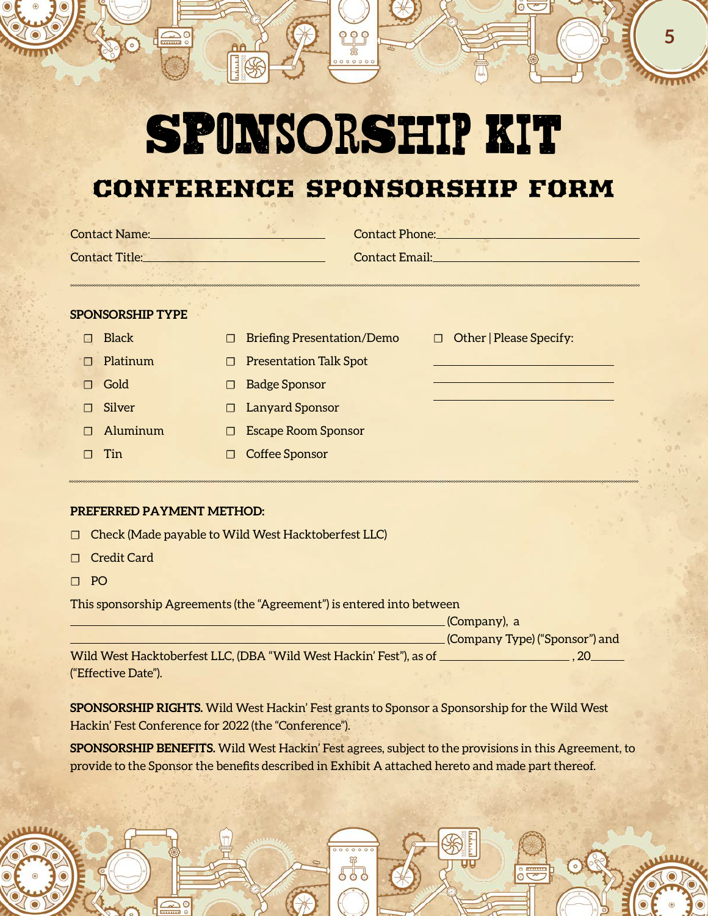# SPONSORSHIP KIT

## CONFERENCE SPONSORSHIP FORM

Contact Name:______________________________ Contact Phone:______________________________

Contact Title:______________________________ Contact Email:______________________________

**SPONSORSHIP TYPE**

- ☐ Black
- ☐ Platinum
- ☐ Gold
- ☐ Silver
- ☐ Aluminum
- ☐ Tin
- ☐ Briefing Presentation/Demo
- ☐ Presentation Talk Spot
- ☐ Badge Sponsor
- ☐ Lanyard Sponsor
- ☐ Escape Room Sponsor
- ☐ Coffee Sponsor
- ☐ Other | Please Specify:

______________________________

______________________________

______________________________

**PREFERRED PAYMENT METHOD:**

- ☐ Check (Made payable to Wild West Hacktoberfest LLC)
- ☐ Credit Card
- ☐ PO

This sponsorship Agreements (the "Agreement") is entered into between ______________________________ (Company), a ______________________________ (Company Type) ("Sponsor") and Wild West Hacktoberfest LLC, (DBA "Wild West Hackin' Fest"), as of ____________________ , 20_____ ("Effective Date").

**SPONSORSHIP RIGHTS.** Wild West Hackin' Fest grants to Sponsor a Sponsorship for the Wild West Hackin' Fest Conference for 2022 (the "Conference").

**SPONSORSHIP BENEFITS.** Wild West Hackin' Fest agrees, subject to the provisions in this Agreement, to provide to the Sponsor the benefits described in Exhibit A attached hereto and made part thereof.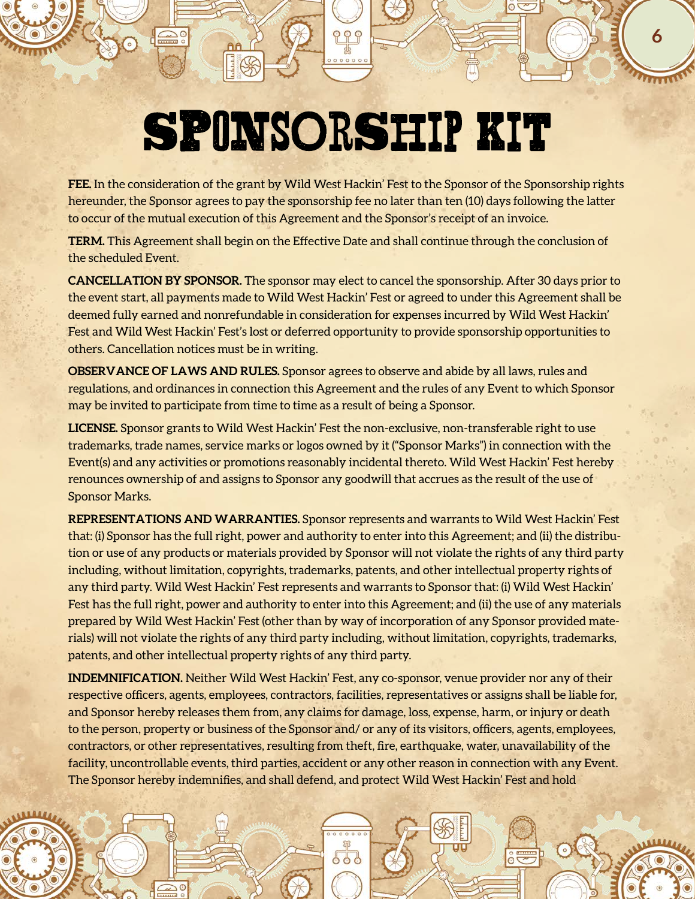# SPONSORSHIP KIT

**FEE.** In the consideration of the grant by Wild West Hackin' Fest to the Sponsor of the Sponsorship rights hereunder, the Sponsor agrees to pay the sponsorship fee no later than ten (10) days following the latter to occur of the mutual execution of this Agreement and the Sponsor's receipt of an invoice.

**TERM.** This Agreement shall begin on the Effective Date and shall continue through the conclusion of the scheduled Event.

**CANCELLATION BY SPONSOR.** The sponsor may elect to cancel the sponsorship. After 30 days prior to the event start, all payments made to Wild West Hackin' Fest or agreed to under this Agreement shall be deemed fully earned and nonrefundable in consideration for expenses incurred by Wild West Hackin' Fest and Wild West Hackin' Fest's lost or deferred opportunity to provide sponsorship opportunities to others. Cancellation notices must be in writing.

**OBSERVANCE OF LAWS AND RULES.** Sponsor agrees to observe and abide by all laws, rules and regulations, and ordinances in connection this Agreement and the rules of any Event to which Sponsor may be invited to participate from time to time as a result of being a Sponsor.

**LICENSE.** Sponsor grants to Wild West Hackin' Fest the non-exclusive, non-transferable right to use trademarks, trade names, service marks or logos owned by it ("Sponsor Marks") in connection with the Event(s) and any activities or promotions reasonably incidental thereto. Wild West Hackin' Fest hereby renounces ownership of and assigns to Sponsor any goodwill that accrues as the result of the use of Sponsor Marks.

**REPRESENTATIONS AND WARRANTIES.** Sponsor represents and warrants to Wild West Hackin' Fest that: (i) Sponsor has the full right, power and authority to enter into this Agreement; and (ii) the distribution or use of any products or materials provided by Sponsor will not violate the rights of any third party including, without limitation, copyrights, trademarks, patents, and other intellectual property rights of any third party. Wild West Hackin' Fest represents and warrants to Sponsor that: (i) Wild West Hackin' Fest has the full right, power and authority to enter into this Agreement; and (ii) the use of any materials prepared by Wild West Hackin' Fest (other than by way of incorporation of any Sponsor provided materials) will not violate the rights of any third party including, without limitation, copyrights, trademarks, patents, and other intellectual property rights of any third party.

**INDEMNIFICATION.** Neither Wild West Hackin' Fest, any co-sponsor, venue provider nor any of their respective officers, agents, employees, contractors, facilities, representatives or assigns shall be liable for, and Sponsor hereby releases them from, any claims for damage, loss, expense, harm, or injury or death to the person, property or business of the Sponsor and/ or any of its visitors, officers, agents, employees, contractors, or other representatives, resulting from theft, fire, earthquake, water, unavailability of the facility, uncontrollable events, third parties, accident or any other reason in connection with any Event. The Sponsor hereby indemnifies, and shall defend, and protect Wild West Hackin' Fest and hold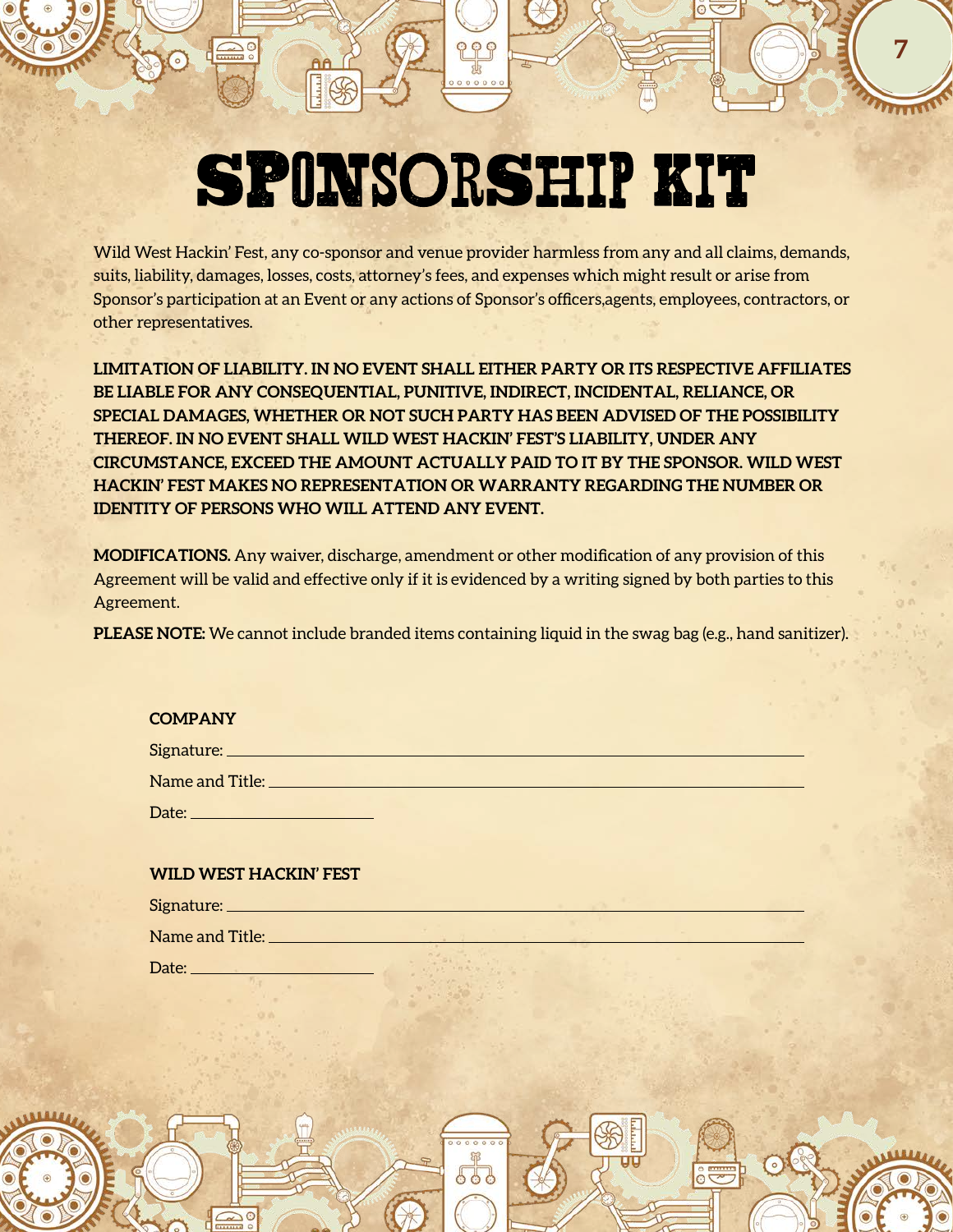# SPONSORSHIP KIT

Wild West Hackin' Fest, any co-sponsor and venue provider harmless from any and all claims, demands, suits, liability, damages, losses, costs, attorney's fees, and expenses which might result or arise from Sponsor's participation at an Event or any actions of Sponsor's officers,agents, employees, contractors, or other representatives.

**LIMITATION OF LIABILITY. IN NO EVENT SHALL EITHER PARTY OR ITS RESPECTIVE AFFILIATES BE LIABLE FOR ANY CONSEQUENTIAL, PUNITIVE, INDIRECT, INCIDENTAL, RELIANCE, OR SPECIAL DAMAGES, WHETHER OR NOT SUCH PARTY HAS BEEN ADVISED OF THE POSSIBILITY THEREOF. IN NO EVENT SHALL WILD WEST HACKIN' FEST'S LIABILITY, UNDER ANY CIRCUMSTANCE, EXCEED THE AMOUNT ACTUALLY PAID TO IT BY THE SPONSOR. WILD WEST HACKIN' FEST MAKES NO REPRESENTATION OR WARRANTY REGARDING THE NUMBER OR IDENTITY OF PERSONS WHO WILL ATTEND ANY EVENT.**

**MODIFICATIONS.** Any waiver, discharge, amendment or other modification of any provision of this Agreement will be valid and effective only if it is evidenced by a writing signed by both parties to this Agreement.

**PLEASE NOTE:** We cannot include branded items containing liquid in the swag bag (e.g., hand sanitizer).

**COMPANY**

Signature: ______________________________

Name and Title: ______________________________

Date: ______________

**WILD WEST HACKIN' FEST**

Signature: ______________________________

Name and Title: ______________________________

Date: ______________